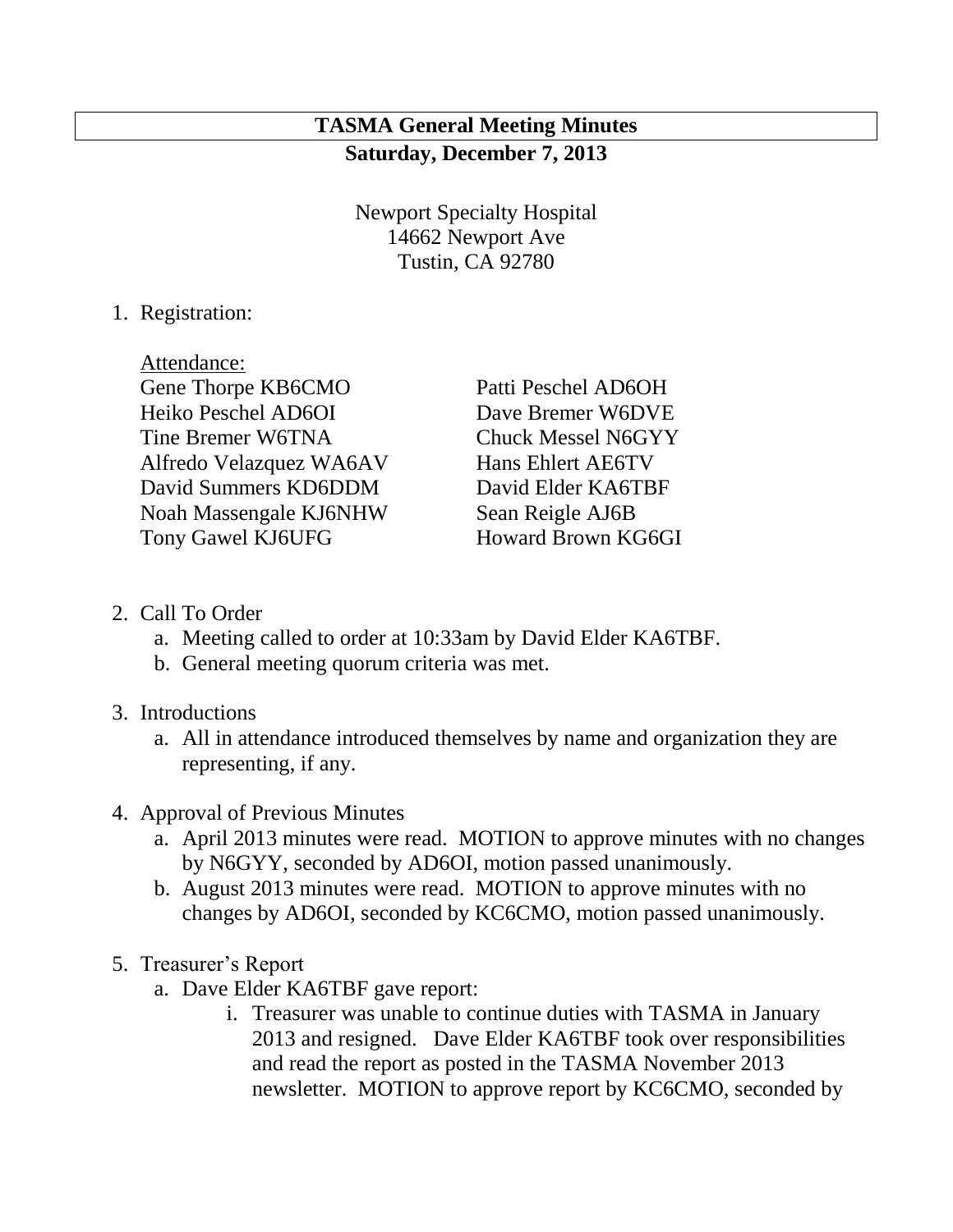# TASMA General Meeting Minutes

**Saturday, December 7, 2013**

Newport Specialty Hospital
14662 Newport Ave
Tustin, CA 92780

1. Registration:

   Attendance:

   Gene Thorpe KB6CMO
   Heiko Peschel AD6OI
   Tine Bremer W6TNA
   Alfredo Velazquez WA6AV
   David Summers KD6DDM
   Noah Massengale KJ6NHW
   Tony Gawel KJ6UFG
   Patti Peschel AD6OH
   Dave Bremer W6DVE
   Chuck Messel N6GYY
   Hans Ehlert AE6TV
   David Elder KA6TBF
   Sean Reigle AJ6B
   Howard Brown KG6GI

2. Call To Order
   a. Meeting called to order at 10:33am by David Elder KA6TBF.
   b. General meeting quorum criteria was met.

3. Introductions
   a. All in attendance introduced themselves by name and organization they are representing, if any.

4. Approval of Previous Minutes
   a. April 2013 minutes were read. MOTION to approve minutes with no changes by N6GYY, seconded by AD6OI, motion passed unanimously.
   b. August 2013 minutes were read. MOTION to approve minutes with no changes by AD6OI, seconded by KC6CMO, motion passed unanimously.

5. Treasurer's Report
   a. Dave Elder KA6TBF gave report:
      i. Treasurer was unable to continue duties with TASMA in January 2013 and resigned. Dave Elder KA6TBF took over responsibilities and read the report as posted in the TASMA November 2013 newsletter. MOTION to approve report by KC6CMO, seconded by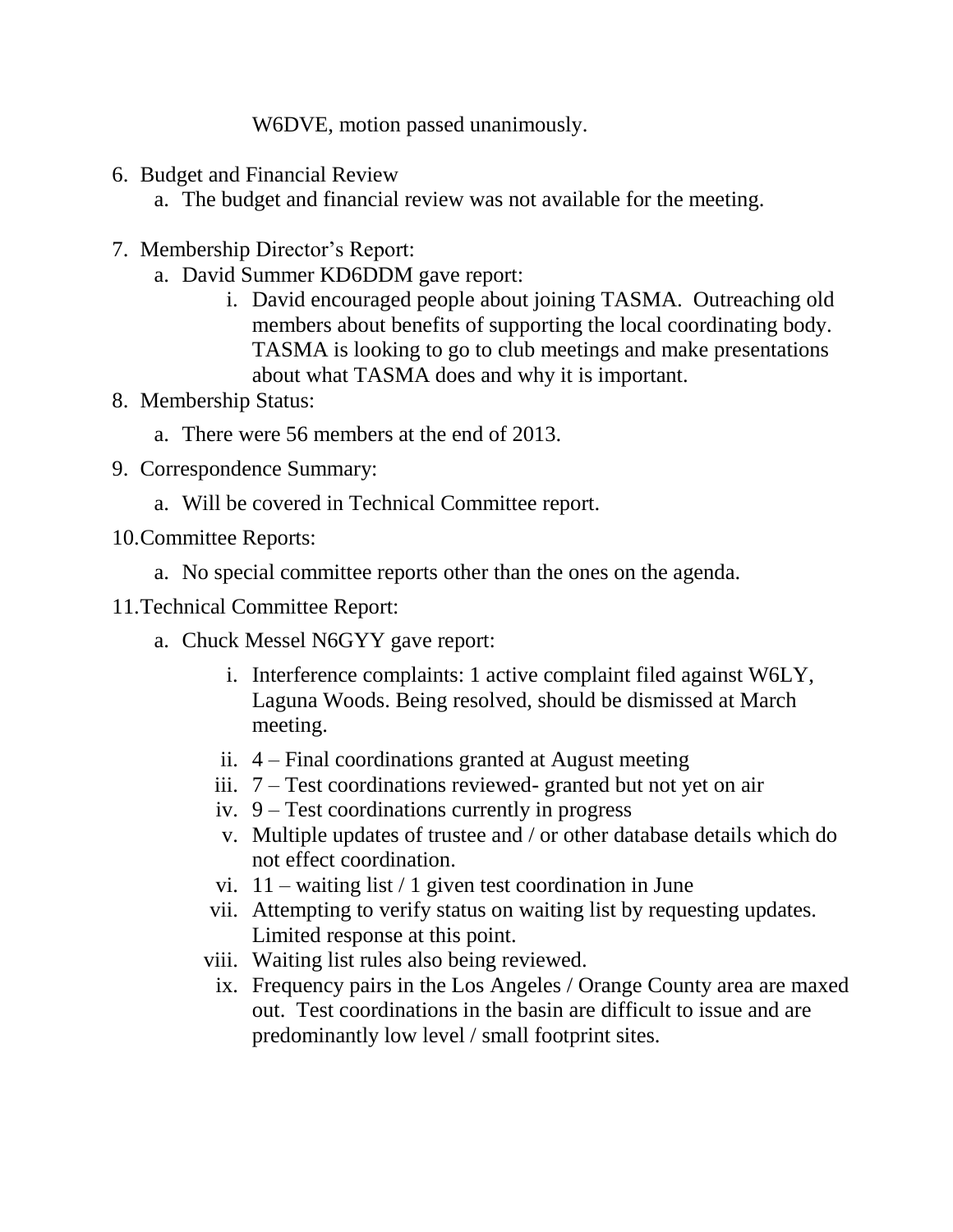W6DVE, motion passed unanimously.

6. Budget and Financial Review
   a. The budget and financial review was not available for the meeting.

7. Membership Director's Report:
   a. David Summer KD6DDM gave report:
      i. David encouraged people about joining TASMA. Outreaching old members about benefits of supporting the local coordinating body. TASMA is looking to go to club meetings and make presentations about what TASMA does and why it is important.

8. Membership Status:
   a. There were 56 members at the end of 2013.

9. Correspondence Summary:
   a. Will be covered in Technical Committee report.

10. Committee Reports:
    a. No special committee reports other than the ones on the agenda.

11. Technical Committee Report:
    a. Chuck Messel N6GYY gave report:
       i. Interference complaints: 1 active complaint filed against W6LY, Laguna Woods. Being resolved, should be dismissed at March meeting.
       ii. 4 – Final coordinations granted at August meeting
       iii. 7 – Test coordinations reviewed- granted but not yet on air
       iv. 9 – Test coordinations currently in progress
       v. Multiple updates of trustee and / or other database details which do not effect coordination.
       vi. 11 – waiting list / 1 given test coordination in June
       vii. Attempting to verify status on waiting list by requesting updates. Limited response at this point.
       viii. Waiting list rules also being reviewed.
       ix. Frequency pairs in the Los Angeles / Orange County area are maxed out. Test coordinations in the basin are difficult to issue and are predominantly low level / small footprint sites.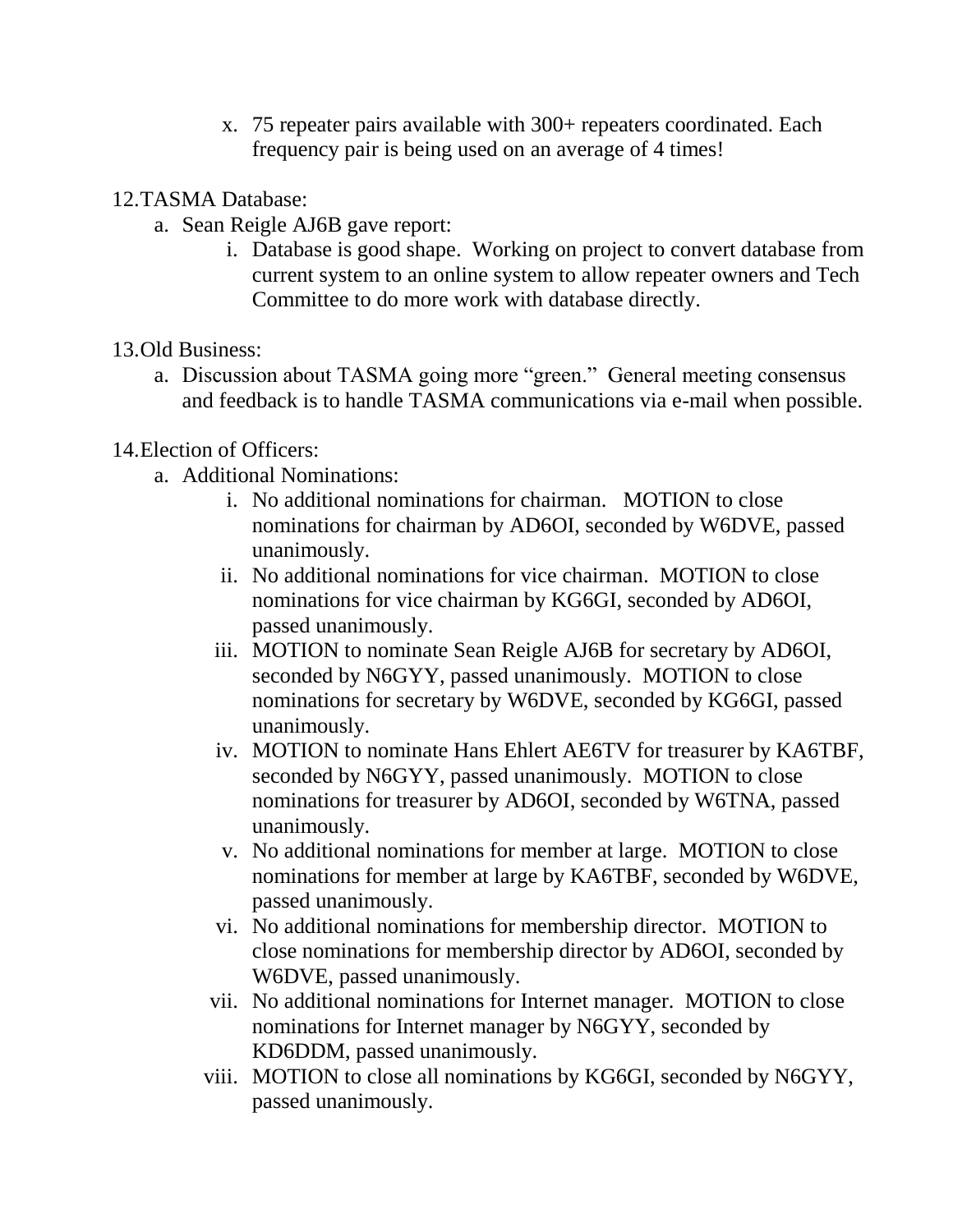x. 75 repeater pairs available with 300+ repeaters coordinated. Each frequency pair is being used on an average of 4 times!

12. TASMA Database:

   a. Sean Reigle AJ6B gave report:

      i. Database is good shape. Working on project to convert database from current system to an online system to allow repeater owners and Tech Committee to do more work with database directly.

13. Old Business:

   a. Discussion about TASMA going more "green." General meeting consensus and feedback is to handle TASMA communications via e-mail when possible.

14. Election of Officers:

   a. Additional Nominations:

      i. No additional nominations for chairman. MOTION to close nominations for chairman by AD6OI, seconded by W6DVE, passed unanimously.

      ii. No additional nominations for vice chairman. MOTION to close nominations for vice chairman by KG6GI, seconded by AD6OI, passed unanimously.

      iii. MOTION to nominate Sean Reigle AJ6B for secretary by AD6OI, seconded by N6GYY, passed unanimously. MOTION to close nominations for secretary by W6DVE, seconded by KG6GI, passed unanimously.

      iv. MOTION to nominate Hans Ehlert AE6TV for treasurer by KA6TBF, seconded by N6GYY, passed unanimously. MOTION to close nominations for treasurer by AD6OI, seconded by W6TNA, passed unanimously.

      v. No additional nominations for member at large. MOTION to close nominations for member at large by KA6TBF, seconded by W6DVE, passed unanimously.

      vi. No additional nominations for membership director. MOTION to close nominations for membership director by AD6OI, seconded by W6DVE, passed unanimously.

      vii. No additional nominations for Internet manager. MOTION to close nominations for Internet manager by N6GYY, seconded by KD6DDM, passed unanimously.

      viii. MOTION to close all nominations by KG6GI, seconded by N6GYY, passed unanimously.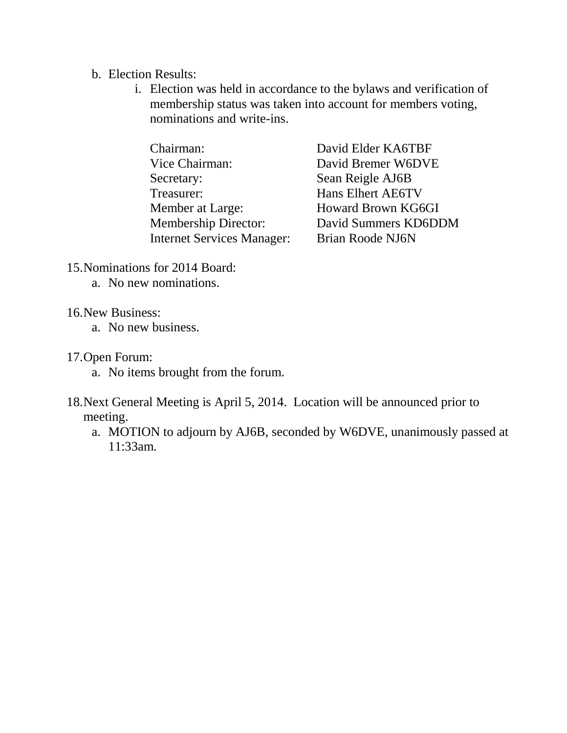b. Election Results:
   i. Election was held in accordance to the bylaws and verification of membership status was taken into account for members voting, nominations and write-ins.

| | |
|---|---|
| Chairman: | David Elder KA6TBF |
| Vice Chairman: | David Bremer W6DVE |
| Secretary: | Sean Reigle AJ6B |
| Treasurer: | Hans Elhert AE6TV |
| Member at Large: | Howard Brown KG6GI |
| Membership Director: | David Summers KD6DDM |
| Internet Services Manager: | Brian Roode NJ6N |

15. Nominations for 2014 Board:
    a. No new nominations.

16. New Business:
    a. No new business.

17. Open Forum:
    a. No items brought from the forum.

18. Next General Meeting is April 5, 2014. Location will be announced prior to meeting.
    a. MOTION to adjourn by AJ6B, seconded by W6DVE, unanimously passed at 11:33am.